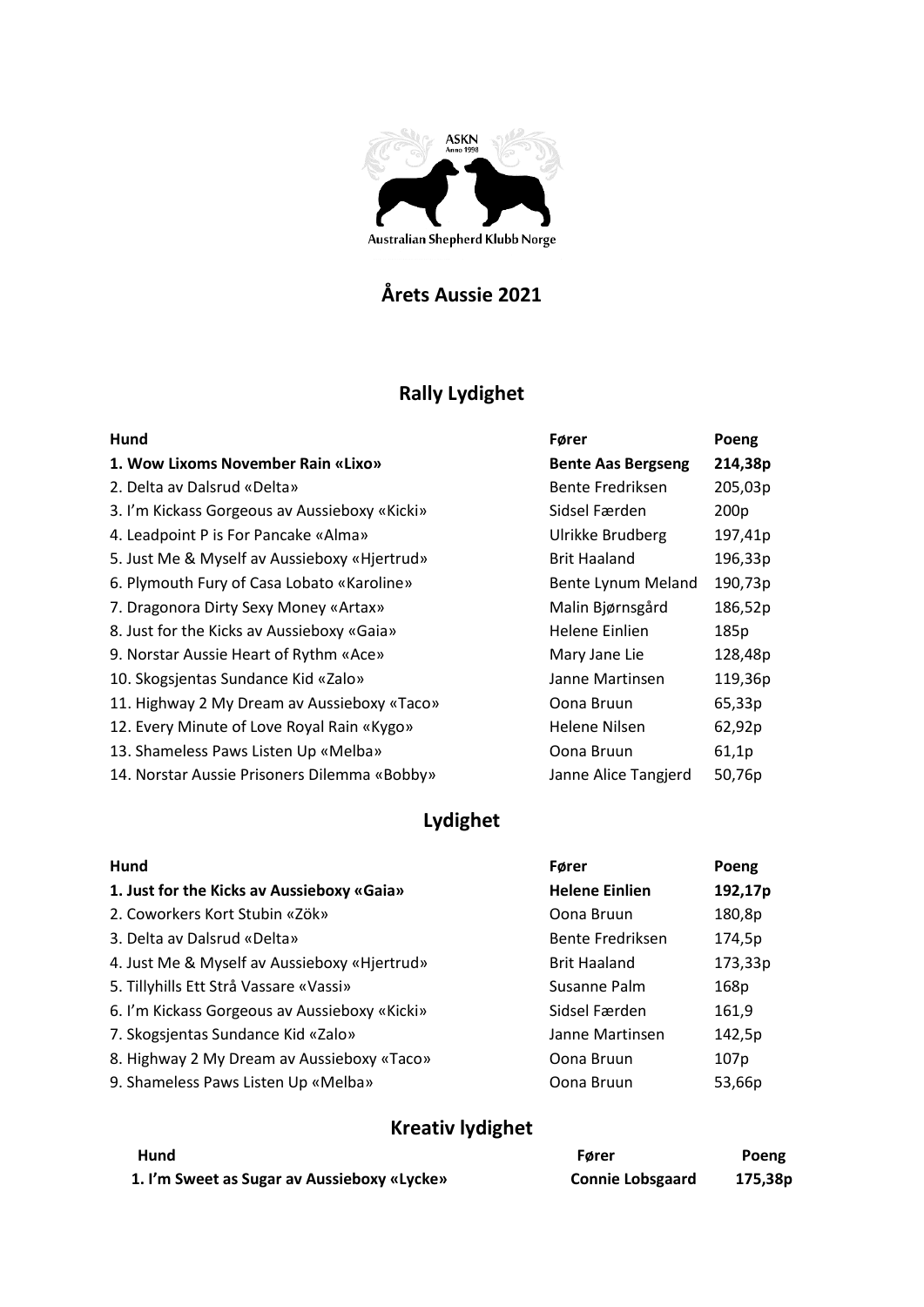# Årets Aussie 2021

## Rally Lydighet

| Hund | Fører | Poeng |
|---|---|---|
| **1. Wow Lixoms November Rain «Lixo»** | **Bente Aas Bergseng** | **214,38p** |
| 2. Delta av Dalsrud «Delta» | Bente Fredriksen | 205,03p |
| 3. I'm Kickass Gorgeous av Aussieboxy «Kicki» | Sidsel Færden | 200p |
| 4. Leadpoint P is For Pancake «Alma» | Ulrikke Brudberg | 197,41p |
| 5. Just Me & Myself av Aussieboxy «Hjertrud» | Brit Haaland | 196,33p |
| 6. Plymouth Fury of Casa Lobato «Karoline» | Bente Lynum Meland | 190,73p |
| 7. Dragonora Dirty Sexy Money «Artax» | Malin Bjørnsgård | 186,52p |
| 8. Just for the Kicks av Aussieboxy «Gaia» | Helene Einlien | 185p |
| 9. Norstar Aussie Heart of Rythm «Ace» | Mary Jane Lie | 128,48p |
| 10. Skogsjentas Sundance Kid «Zalo» | Janne Martinsen | 119,36p |
| 11. Highway 2 My Dream av Aussieboxy «Taco» | Oona Bruun | 65,33p |
| 12. Every Minute of Love Royal Rain «Kygo» | Helene Nilsen | 62,92p |
| 13. Shameless Paws Listen Up «Melba» | Oona Bruun | 61,1p |
| 14. Norstar Aussie Prisoners Dilemma «Bobby» | Janne Alice Tangjerd | 50,76p |

## Lydighet

| Hund | Fører | Poeng |
|---|---|---|
| **1. Just for the Kicks av Aussieboxy «Gaia»** | **Helene Einlien** | **192,17p** |
| 2. Coworkers Kort Stubin «Zök» | Oona Bruun | 180,8p |
| 3. Delta av Dalsrud «Delta» | Bente Fredriksen | 174,5p |
| 4. Just Me & Myself av Aussieboxy «Hjertrud» | Brit Haaland | 173,33p |
| 5. Tillyhills Ett Strå Vassare «Vassi» | Susanne Palm | 168p |
| 6. I'm Kickass Gorgeous av Aussieboxy «Kicki» | Sidsel Færden | 161,9 |
| 7. Skogsjentas Sundance Kid «Zalo» | Janne Martinsen | 142,5p |
| 8. Highway 2 My Dream av Aussieboxy «Taco» | Oona Bruun | 107p |
| 9. Shameless Paws Listen Up «Melba» | Oona Bruun | 53,66p |

## Kreativ lydighet

| Hund | Fører | Poeng |
|---|---|---|
| **1. I'm Sweet as Sugar av Aussieboxy «Lycke»** | **Connie Lobsgaard** | **175,38p** |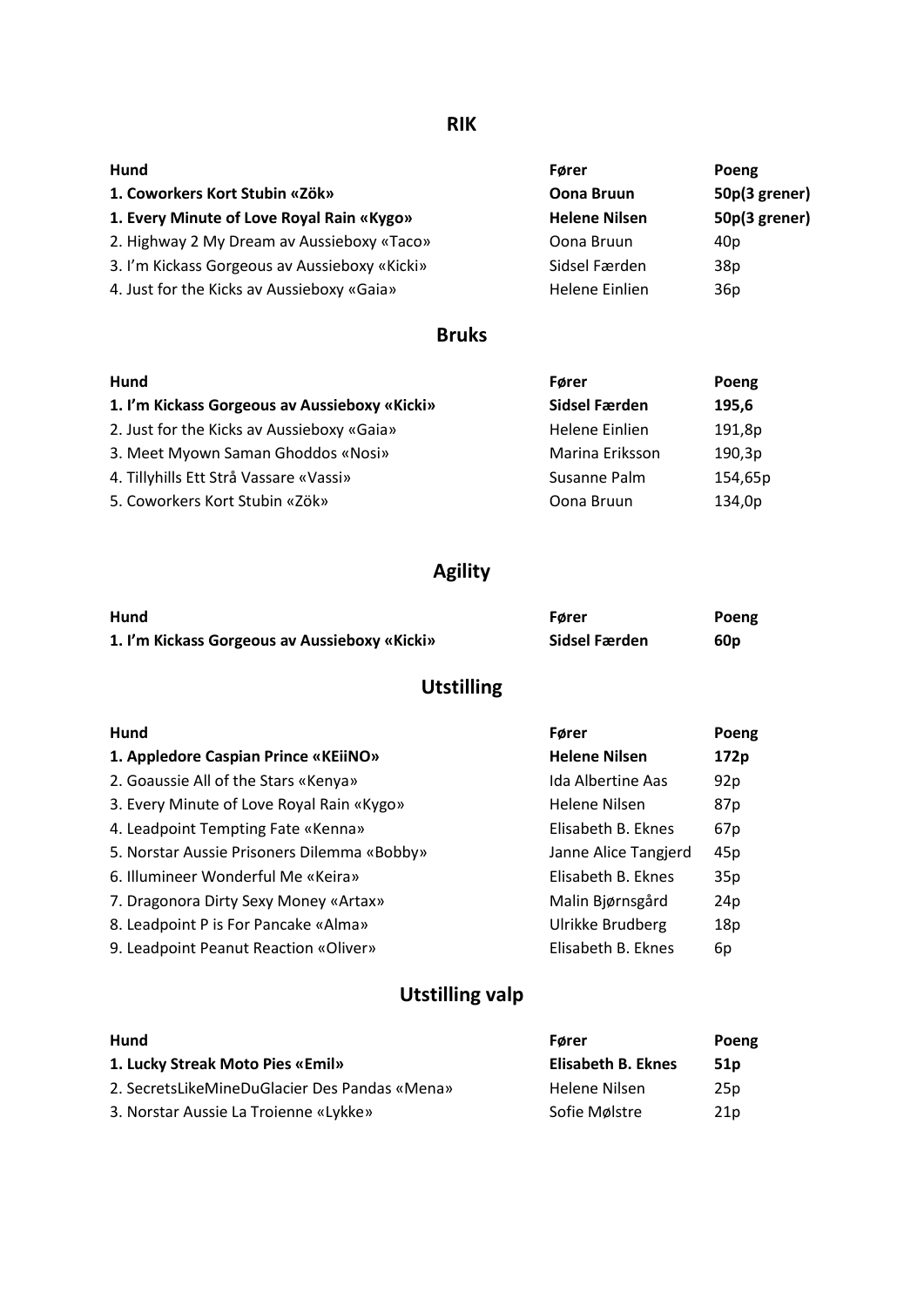## RIK

| Hund | Fører | Poeng |
|---|---|---|
| **1. Coworkers Kort Stubin «Zök»** | **Oona Bruun** | **50p(3 grener)** |
| **1. Every Minute of Love Royal Rain «Kygo»** | **Helene Nilsen** | **50p(3 grener)** |
| 2. Highway 2 My Dream av Aussieboxy «Taco» | Oona Bruun | 40p |
| 3. I'm Kickass Gorgeous av Aussieboxy «Kicki» | Sidsel Færden | 38p |
| 4. Just for the Kicks av Aussieboxy «Gaia» | Helene Einlien | 36p |

## Bruks

| Hund | Fører | Poeng |
|---|---|---|
| **1. I'm Kickass Gorgeous av Aussieboxy «Kicki»** | **Sidsel Færden** | **195,6** |
| 2. Just for the Kicks av Aussieboxy «Gaia» | Helene Einlien | 191,8p |
| 3. Meet Myown Saman Ghoddos «Nosi» | Marina Eriksson | 190,3p |
| 4. Tillyhills Ett Strå Vassare «Vassi» | Susanne Palm | 154,65p |
| 5. Coworkers Kort Stubin «Zök» | Oona Bruun | 134,0p |

## Agility

| Hund | Fører | Poeng |
|---|---|---|
| **1. I'm Kickass Gorgeous av Aussieboxy «Kicki»** | **Sidsel Færden** | **60p** |

## Utstilling

| Hund | Fører | Poeng |
|---|---|---|
| **1. Appledore Caspian Prince «KEiiNO»** | **Helene Nilsen** | **172p** |
| 2. Goaussie All of the Stars «Kenya» | Ida Albertine Aas | 92p |
| 3. Every Minute of Love Royal Rain «Kygo» | Helene Nilsen | 87p |
| 4. Leadpoint Tempting Fate «Kenna» | Elisabeth B. Eknes | 67p |
| 5. Norstar Aussie Prisoners Dilemma «Bobby» | Janne Alice Tangjerd | 45p |
| 6. Illumineer Wonderful Me «Keira» | Elisabeth B. Eknes | 35p |
| 7. Dragonora Dirty Sexy Money «Artax» | Malin Bjørnsgård | 24p |
| 8. Leadpoint P is For Pancake «Alma» | Ulrikke Brudberg | 18p |
| 9. Leadpoint Peanut Reaction «Oliver» | Elisabeth B. Eknes | 6p |

## Utstilling valp

| Hund | Fører | Poeng |
|---|---|---|
| **1. Lucky Streak Moto Pies «Emil»** | **Elisabeth B. Eknes** | **51p** |
| 2. SecretsLikeMineDuGlacier Des Pandas «Mena» | Helene Nilsen | 25p |
| 3. Norstar Aussie La Troienne «Lykke» | Sofie Mølstre | 21p |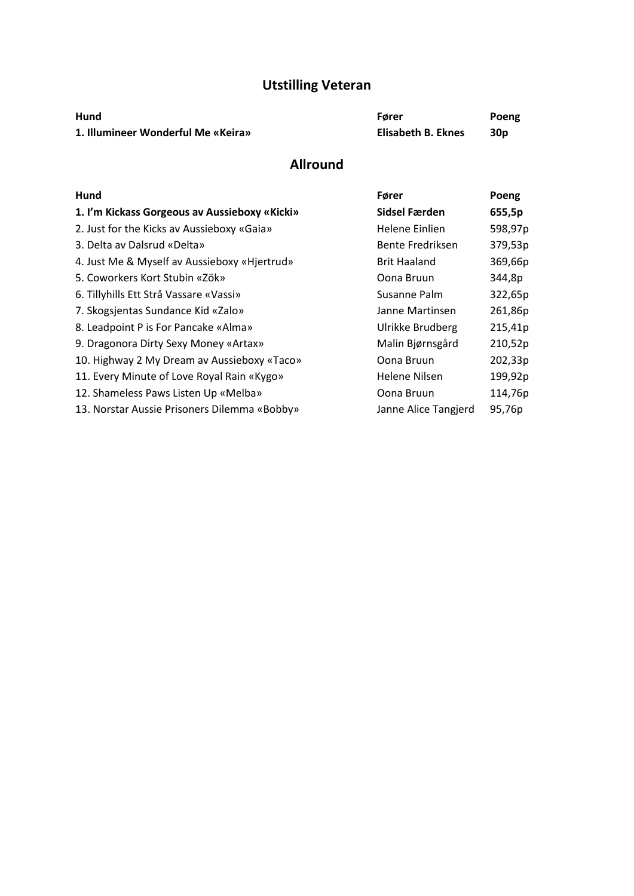## Utstilling Veteran

| Hund | Fører | Poeng |
|---|---|---|
| **1. Illumineer Wonderful Me «Keira»** | **Elisabeth B. Eknes** | **30p** |

## Allround

| Hund | Fører | Poeng |
|---|---|---|
| **1. I'm Kickass Gorgeous av Aussieboxy «Kicki»** | **Sidsel Færden** | **655,5p** |
| 2. Just for the Kicks av Aussieboxy «Gaia» | Helene Einlien | 598,97p |
| 3. Delta av Dalsrud «Delta» | Bente Fredriksen | 379,53p |
| 4. Just Me & Myself av Aussieboxy «Hjertrud» | Brit Haaland | 369,66p |
| 5. Coworkers Kort Stubin «Zök» | Oona Bruun | 344,8p |
| 6. Tillyhills Ett Strå Vassare «Vassi» | Susanne Palm | 322,65p |
| 7. Skogsjentas Sundance Kid «Zalo» | Janne Martinsen | 261,86p |
| 8. Leadpoint P is For Pancake «Alma» | Ulrikke Brudberg | 215,41p |
| 9. Dragonora Dirty Sexy Money «Artax» | Malin Bjørnsgård | 210,52p |
| 10. Highway 2 My Dream av Aussieboxy «Taco» | Oona Bruun | 202,33p |
| 11. Every Minute of Love Royal Rain «Kygo» | Helene Nilsen | 199,92p |
| 12. Shameless Paws Listen Up «Melba» | Oona Bruun | 114,76p |
| 13. Norstar Aussie Prisoners Dilemma «Bobby» | Janne Alice Tangjerd | 95,76p |